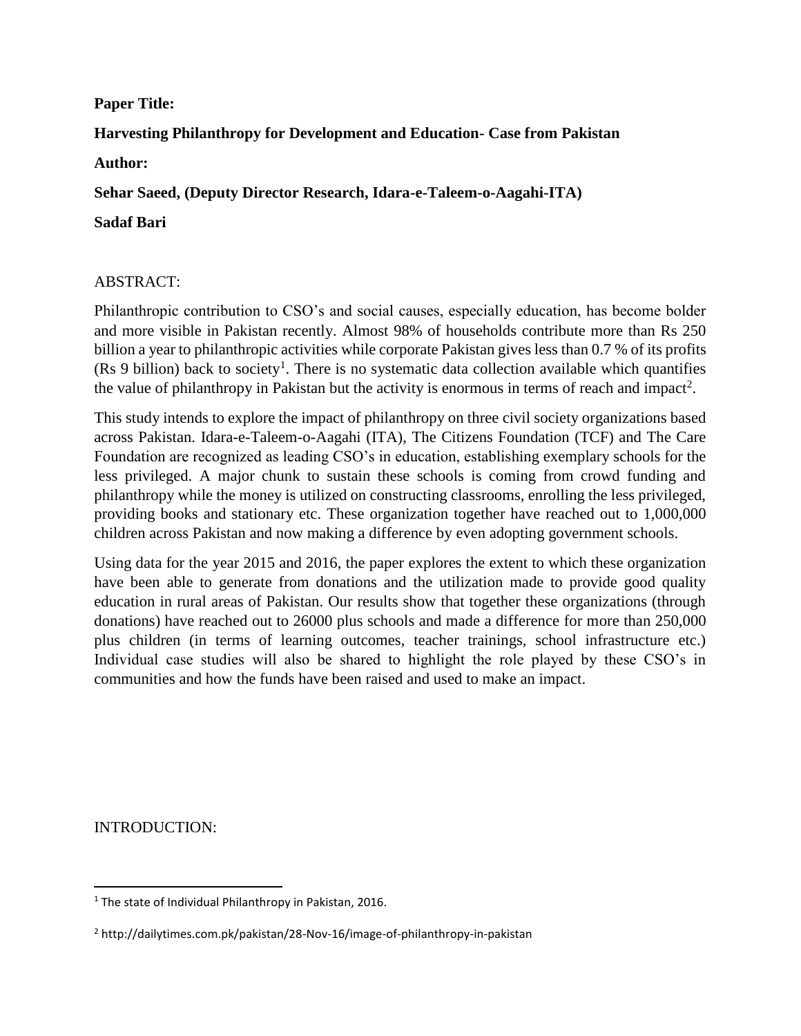**Paper Title:**

**Harvesting Philanthropy for Development and Education- Case from Pakistan**

**Author:**

**Sehar Saeed, (Deputy Director Research, Idara-e-Taleem-o-Aagahi-ITA)**

**Sadaf Bari**

ABSTRACT:

Philanthropic contribution to CSO's and social causes, especially education, has become bolder and more visible in Pakistan recently. Almost 98% of households contribute more than Rs 250 billion a year to philanthropic activities while corporate Pakistan gives less than 0.7 % of its profits (Rs 9 billion) back to society[1]. There is no systematic data collection available which quantifies the value of philanthropy in Pakistan but the activity is enormous in terms of reach and impact[2].

This study intends to explore the impact of philanthropy on three civil society organizations based across Pakistan. Idara-e-Taleem-o-Aagahi (ITA), The Citizens Foundation (TCF) and The Care Foundation are recognized as leading CSO's in education, establishing exemplary schools for the less privileged. A major chunk to sustain these schools is coming from crowd funding and philanthropy while the money is utilized on constructing classrooms, enrolling the less privileged, providing books and stationary etc. These organization together have reached out to 1,000,000 children across Pakistan and now making a difference by even adopting government schools.

Using data for the year 2015 and 2016, the paper explores the extent to which these organization have been able to generate from donations and the utilization made to provide good quality education in rural areas of Pakistan. Our results show that together these organizations (through donations) have reached out to 26000 plus schools and made a difference for more than 250,000 plus children (in terms of learning outcomes, teacher trainings, school infrastructure etc.) Individual case studies will also be shared to highlight the role played by these CSO's in communities and how the funds have been raised and used to make an impact.

INTRODUCTION:

[1] The state of Individual Philanthropy in Pakistan, 2016.

[2] http://dailytimes.com.pk/pakistan/28-Nov-16/image-of-philanthropy-in-pakistan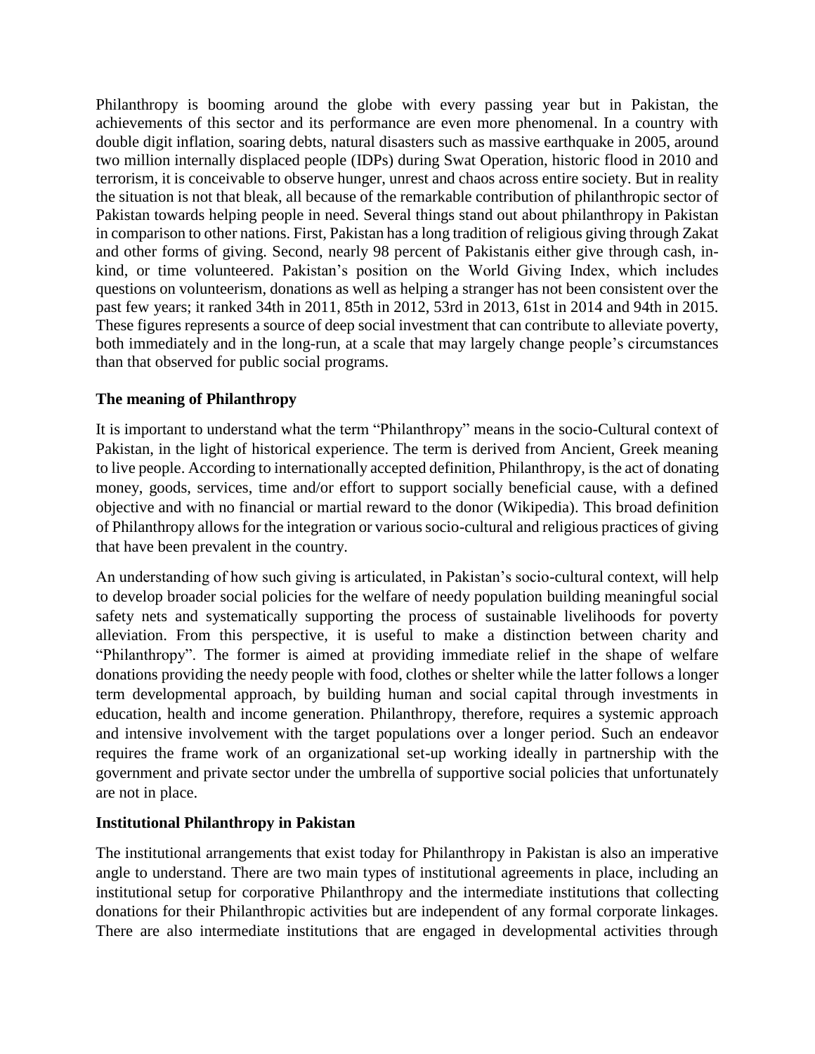Philanthropy is booming around the globe with every passing year but in Pakistan, the achievements of this sector and its performance are even more phenomenal. In a country with double digit inflation, soaring debts, natural disasters such as massive earthquake in 2005, around two million internally displaced people (IDPs) during Swat Operation, historic flood in 2010 and terrorism, it is conceivable to observe hunger, unrest and chaos across entire society. But in reality the situation is not that bleak, all because of the remarkable contribution of philanthropic sector of Pakistan towards helping people in need. Several things stand out about philanthropy in Pakistan in comparison to other nations. First, Pakistan has a long tradition of religious giving through Zakat and other forms of giving. Second, nearly 98 percent of Pakistanis either give through cash, in-kind, or time volunteered. Pakistan's position on the World Giving Index, which includes questions on volunteerism, donations as well as helping a stranger has not been consistent over the past few years; it ranked 34th in 2011, 85th in 2012, 53rd in 2013, 61st in 2014 and 94th in 2015. These figures represents a source of deep social investment that can contribute to alleviate poverty, both immediately and in the long-run, at a scale that may largely change people's circumstances than that observed for public social programs.

## The meaning of Philanthropy

It is important to understand what the term "Philanthropy" means in the socio-Cultural context of Pakistan, in the light of historical experience. The term is derived from Ancient, Greek meaning to live people. According to internationally accepted definition, Philanthropy, is the act of donating money, goods, services, time and/or effort to support socially beneficial cause, with a defined objective and with no financial or martial reward to the donor (Wikipedia). This broad definition of Philanthropy allows for the integration or various socio-cultural and religious practices of giving that have been prevalent in the country.

An understanding of how such giving is articulated, in Pakistan's socio-cultural context, will help to develop broader social policies for the welfare of needy population building meaningful social safety nets and systematically supporting the process of sustainable livelihoods for poverty alleviation. From this perspective, it is useful to make a distinction between charity and "Philanthropy". The former is aimed at providing immediate relief in the shape of welfare donations providing the needy people with food, clothes or shelter while the latter follows a longer term developmental approach, by building human and social capital through investments in education, health and income generation. Philanthropy, therefore, requires a systemic approach and intensive involvement with the target populations over a longer period. Such an endeavor requires the frame work of an organizational set-up working ideally in partnership with the government and private sector under the umbrella of supportive social policies that unfortunately are not in place.

## Institutional Philanthropy in Pakistan

The institutional arrangements that exist today for Philanthropy in Pakistan is also an imperative angle to understand. There are two main types of institutional agreements in place, including an institutional setup for corporative Philanthropy and the intermediate institutions that collecting donations for their Philanthropic activities but are independent of any formal corporate linkages. There are also intermediate institutions that are engaged in developmental activities through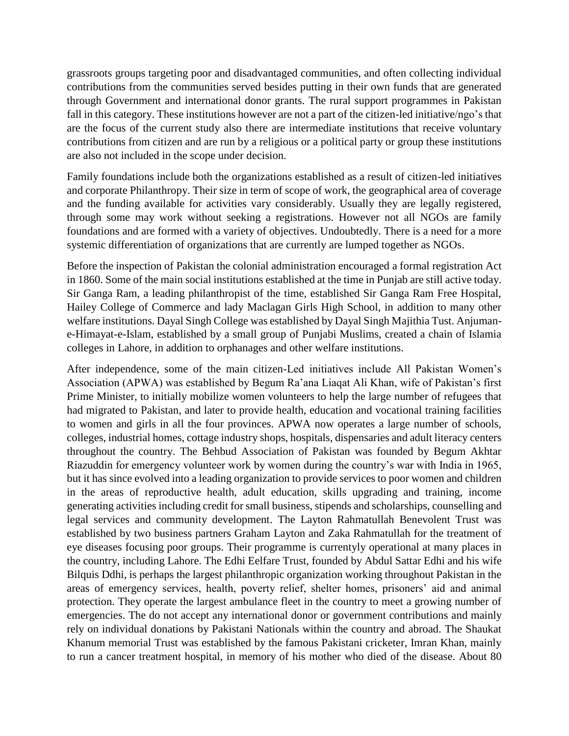grassroots groups targeting poor and disadvantaged communities, and often collecting individual contributions from the communities served besides putting in their own funds that are generated through Government and international donor grants. The rural support programmes in Pakistan fall in this category. These institutions however are not a part of the citizen-led initiative/ngo's that are the focus of the current study also there are intermediate institutions that receive voluntary contributions from citizen and are run by a religious or a political party or group these institutions are also not included in the scope under decision.

Family foundations include both the organizations established as a result of citizen-led initiatives and corporate Philanthropy. Their size in term of scope of work, the geographical area of coverage and the funding available for activities vary considerably. Usually they are legally registered, through some may work without seeking a registrations. However not all NGOs are family foundations and are formed with a variety of objectives. Undoubtedly. There is a need for a more systemic differentiation of organizations that are currently are lumped together as NGOs.

Before the inspection of Pakistan the colonial administration encouraged a formal registration Act in 1860. Some of the main social institutions established at the time in Punjab are still active today. Sir Ganga Ram, a leading philanthropist of the time, established Sir Ganga Ram Free Hospital, Hailey College of Commerce and lady Maclagan Girls High School, in addition to many other welfare institutions. Dayal Singh College was established by Dayal Singh Majithia Tust. Anjuman-e-Himayat-e-Islam, established by a small group of Punjabi Muslims, created a chain of Islamia colleges in Lahore, in addition to orphanages and other welfare institutions.

After independence, some of the main citizen-Led initiatives include All Pakistan Women's Association (APWA) was established by Begum Ra'ana Liaqat Ali Khan, wife of Pakistan's first Prime Minister, to initially mobilize women volunteers to help the large number of refugees that had migrated to Pakistan, and later to provide health, education and vocational training facilities to women and girls in all the four provinces. APWA now operates a large number of schools, colleges, industrial homes, cottage industry shops, hospitals, dispensaries and adult literacy centers throughout the country. The Behbud Association of Pakistan was founded by Begum Akhtar Riazuddin for emergency volunteer work by women during the country's war with India in 1965, but it has since evolved into a leading organization to provide services to poor women and children in the areas of reproductive health, adult education, skills upgrading and training, income generating activities including credit for small business, stipends and scholarships, counselling and legal services and community development. The Layton Rahmatullah Benevolent Trust was established by two business partners Graham Layton and Zaka Rahmatullah for the treatment of eye diseases focusing poor groups. Their programme is currentyly operational at many places in the country, including Lahore. The Edhi Eelfare Trust, founded by Abdul Sattar Edhi and his wife Bilquis Ddhi, is perhaps the largest philanthropic organization working throughout Pakistan in the areas of emergency services, health, poverty relief, shelter homes, prisoners' aid and animal protection. They operate the largest ambulance fleet in the country to meet a growing number of emergencies. The do not accept any international donor or government contributions and mainly rely on individual donations by Pakistani Nationals within the country and abroad. The Shaukat Khanum memorial Trust was established by the famous Pakistani cricketer, Imran Khan, mainly to run a cancer treatment hospital, in memory of his mother who died of the disease. About 80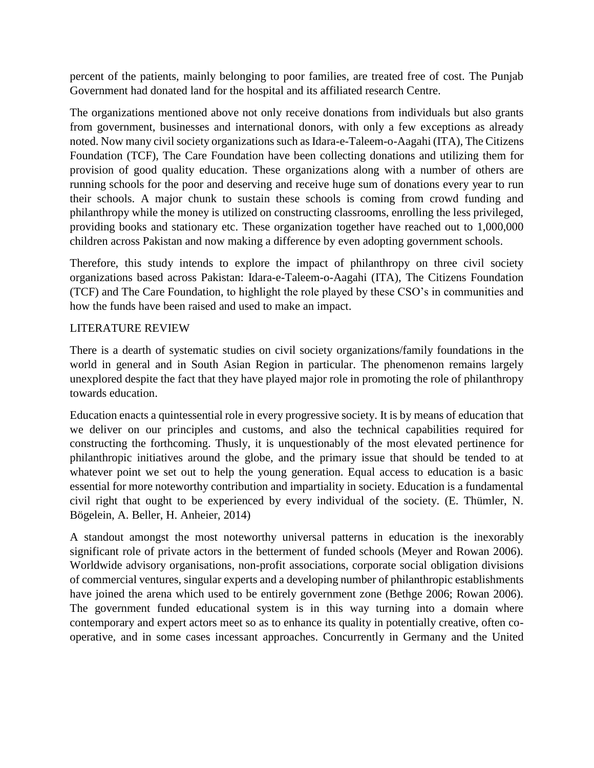percent of the patients, mainly belonging to poor families, are treated free of cost. The Punjab Government had donated land for the hospital and its affiliated research Centre.

The organizations mentioned above not only receive donations from individuals but also grants from government, businesses and international donors, with only a few exceptions as already noted. Now many civil society organizations such as Idara-e-Taleem-o-Aagahi (ITA), The Citizens Foundation (TCF), The Care Foundation have been collecting donations and utilizing them for provision of good quality education. These organizations along with a number of others are running schools for the poor and deserving and receive huge sum of donations every year to run their schools. A major chunk to sustain these schools is coming from crowd funding and philanthropy while the money is utilized on constructing classrooms, enrolling the less privileged, providing books and stationary etc. These organization together have reached out to 1,000,000 children across Pakistan and now making a difference by even adopting government schools.

Therefore, this study intends to explore the impact of philanthropy on three civil society organizations based across Pakistan: Idara-e-Taleem-o-Aagahi (ITA), The Citizens Foundation (TCF) and The Care Foundation, to highlight the role played by these CSO's in communities and how the funds have been raised and used to make an impact.

## LITERATURE REVIEW

There is a dearth of systematic studies on civil society organizations/family foundations in the world in general and in South Asian Region in particular. The phenomenon remains largely unexplored despite the fact that they have played major role in promoting the role of philanthropy towards education.

Education enacts a quintessential role in every progressive society. It is by means of education that we deliver on our principles and customs, and also the technical capabilities required for constructing the forthcoming. Thusly, it is unquestionably of the most elevated pertinence for philanthropic initiatives around the globe, and the primary issue that should be tended to at whatever point we set out to help the young generation. Equal access to education is a basic essential for more noteworthy contribution and impartiality in society. Education is a fundamental civil right that ought to be experienced by every individual of the society. (E. Thümler, N. Bögelein, A. Beller, H. Anheier, 2014)

A standout amongst the most noteworthy universal patterns in education is the inexorably significant role of private actors in the betterment of funded schools (Meyer and Rowan 2006). Worldwide advisory organisations, non-profit associations, corporate social obligation divisions of commercial ventures, singular experts and a developing number of philanthropic establishments have joined the arena which used to be entirely government zone (Bethge 2006; Rowan 2006). The government funded educational system is in this way turning into a domain where contemporary and expert actors meet so as to enhance its quality in potentially creative, often co-operative, and in some cases incessant approaches. Concurrently in Germany and the United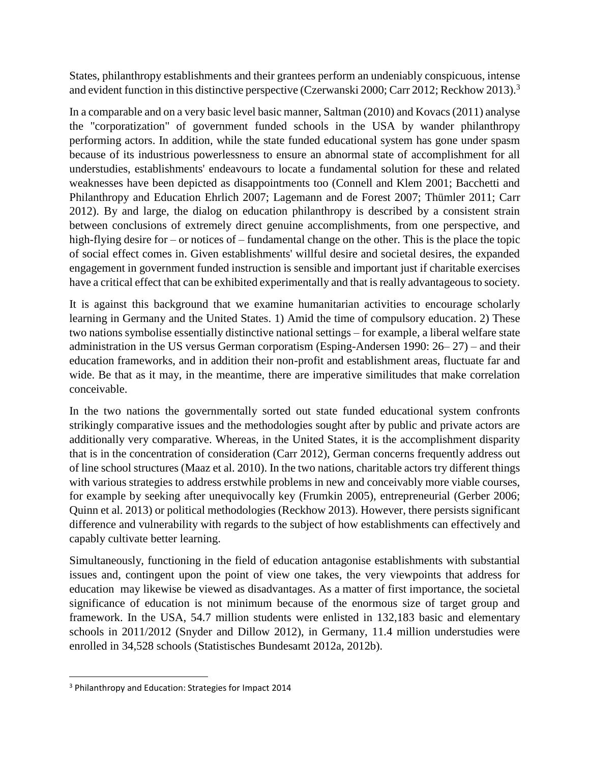States, philanthropy establishments and their grantees perform an undeniably conspicuous, intense and evident function in this distinctive perspective (Czerwanski 2000; Carr 2012; Reckhow 2013).[3]

In a comparable and on a very basic level basic manner, Saltman (2010) and Kovacs (2011) analyse the "corporatization" of government funded schools in the USA by wander philanthropy performing actors. In addition, while the state funded educational system has gone under spasm because of its industrious powerlessness to ensure an abnormal state of accomplishment for all understudies, establishments' endeavours to locate a fundamental solution for these and related weaknesses have been depicted as disappointments too (Connell and Klem 2001; Bacchetti and Philanthropy and Education Ehrlich 2007; Lagemann and de Forest 2007; Thümler 2011; Carr 2012). By and large, the dialog on education philanthropy is described by a consistent strain between conclusions of extremely direct genuine accomplishments, from one perspective, and high-flying desire for – or notices of – fundamental change on the other. This is the place the topic of social effect comes in. Given establishments' willful desire and societal desires, the expanded engagement in government funded instruction is sensible and important just if charitable exercises have a critical effect that can be exhibited experimentally and that is really advantageous to society.

It is against this background that we examine humanitarian activities to encourage scholarly learning in Germany and the United States. 1) Amid the time of compulsory education. 2) These two nations symbolise essentially distinctive national settings – for example, a liberal welfare state administration in the US versus German corporatism (Esping-Andersen 1990: 26– 27) – and their education frameworks, and in addition their non-profit and establishment areas, fluctuate far and wide. Be that as it may, in the meantime, there are imperative similitudes that make correlation conceivable.

In the two nations the governmentally sorted out state funded educational system confronts strikingly comparative issues and the methodologies sought after by public and private actors are additionally very comparative. Whereas, in the United States, it is the accomplishment disparity that is in the concentration of consideration (Carr 2012), German concerns frequently address out of line school structures (Maaz et al. 2010). In the two nations, charitable actors try different things with various strategies to address erstwhile problems in new and conceivably more viable courses, for example by seeking after unequivocally key (Frumkin 2005), entrepreneurial (Gerber 2006; Quinn et al. 2013) or political methodologies (Reckhow 2013). However, there persists significant difference and vulnerability with regards to the subject of how establishments can effectively and capably cultivate better learning.

Simultaneously, functioning in the field of education antagonise establishments with substantial issues and, contingent upon the point of view one takes, the very viewpoints that address for education may likewise be viewed as disadvantages. As a matter of first importance, the societal significance of education is not minimum because of the enormous size of target group and framework. In the USA, 54.7 million students were enlisted in 132,183 basic and elementary schools in 2011/2012 (Snyder and Dillow 2012), in Germany, 11.4 million understudies were enrolled in 34,528 schools (Statistisches Bundesamt 2012a, 2012b).

[3] Philanthropy and Education: Strategies for Impact 2014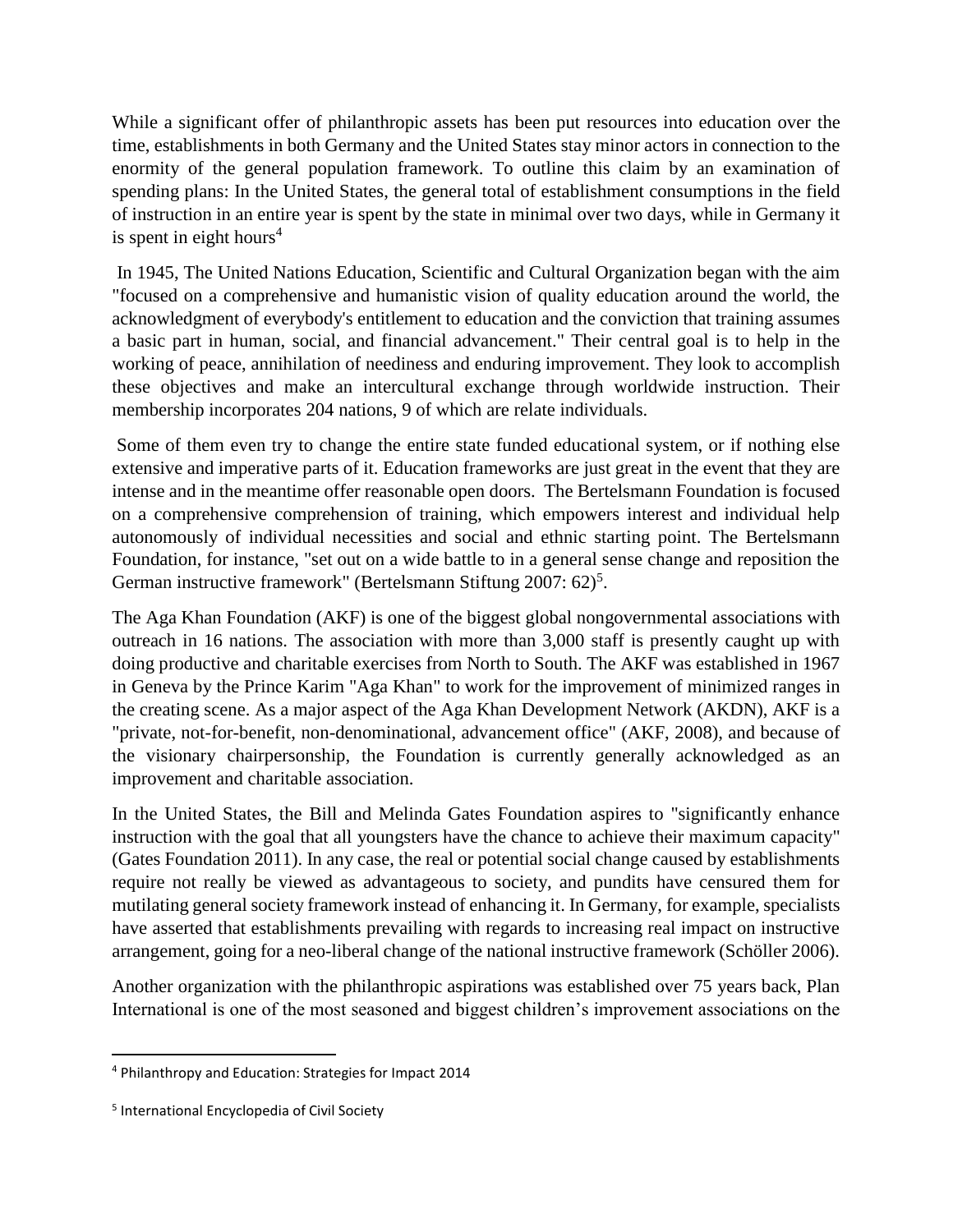While a significant offer of philanthropic assets has been put resources into education over the time, establishments in both Germany and the United States stay minor actors in connection to the enormity of the general population framework. To outline this claim by an examination of spending plans: In the United States, the general total of establishment consumptions in the field of instruction in an entire year is spent by the state in minimal over two days, while in Germany it is spent in eight hours[4]

In 1945, The United Nations Education, Scientific and Cultural Organization began with the aim "focused on a comprehensive and humanistic vision of quality education around the world, the acknowledgment of everybody's entitlement to education and the conviction that training assumes a basic part in human, social, and financial advancement." Their central goal is to help in the working of peace, annihilation of neediness and enduring improvement. They look to accomplish these objectives and make an intercultural exchange through worldwide instruction. Their membership incorporates 204 nations, 9 of which are relate individuals.

Some of them even try to change the entire state funded educational system, or if nothing else extensive and imperative parts of it. Education frameworks are just great in the event that they are intense and in the meantime offer reasonable open doors. The Bertelsmann Foundation is focused on a comprehensive comprehension of training, which empowers interest and individual help autonomously of individual necessities and social and ethnic starting point. The Bertelsmann Foundation, for instance, "set out on a wide battle to in a general sense change and reposition the German instructive framework" (Bertelsmann Stiftung 2007: 62)[5].

The Aga Khan Foundation (AKF) is one of the biggest global nongovernmental associations with outreach in 16 nations. The association with more than 3,000 staff is presently caught up with doing productive and charitable exercises from North to South. The AKF was established in 1967 in Geneva by the Prince Karim "Aga Khan" to work for the improvement of minimized ranges in the creating scene. As a major aspect of the Aga Khan Development Network (AKDN), AKF is a "private, not-for-benefit, non-denominational, advancement office" (AKF, 2008), and because of the visionary chairpersonship, the Foundation is currently generally acknowledged as an improvement and charitable association.

In the United States, the Bill and Melinda Gates Foundation aspires to "significantly enhance instruction with the goal that all youngsters have the chance to achieve their maximum capacity" (Gates Foundation 2011). In any case, the real or potential social change caused by establishments require not really be viewed as advantageous to society, and pundits have censured them for mutilating general society framework instead of enhancing it. In Germany, for example, specialists have asserted that establishments prevailing with regards to increasing real impact on instructive arrangement, going for a neo-liberal change of the national instructive framework (Schöller 2006).

Another organization with the philanthropic aspirations was established over 75 years back, Plan International is one of the most seasoned and biggest children's improvement associations on the

---

[4] Philanthropy and Education: Strategies for Impact 2014

[5] International Encyclopedia of Civil Society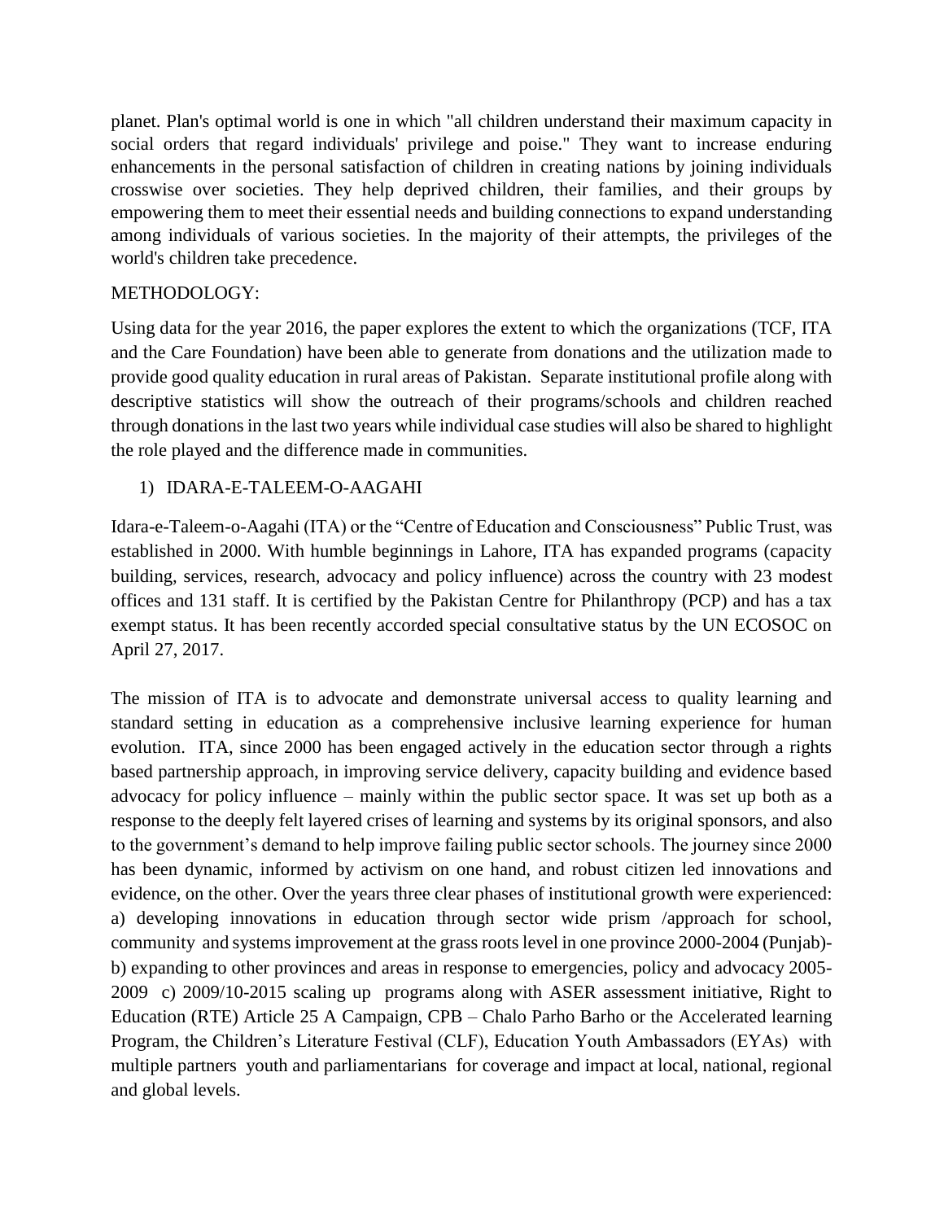planet. Plan's optimal world is one in which "all children understand their maximum capacity in social orders that regard individuals' privilege and poise." They want to increase enduring enhancements in the personal satisfaction of children in creating nations by joining individuals crosswise over societies. They help deprived children, their families, and their groups by empowering them to meet their essential needs and building connections to expand understanding among individuals of various societies. In the majority of their attempts, the privileges of the world's children take precedence.

METHODOLOGY:

Using data for the year 2016, the paper explores the extent to which the organizations (TCF, ITA and the Care Foundation) have been able to generate from donations and the utilization made to provide good quality education in rural areas of Pakistan. Separate institutional profile along with descriptive statistics will show the outreach of their programs/schools and children reached through donations in the last two years while individual case studies will also be shared to highlight the role played and the difference made in communities.

1) IDARA-E-TALEEM-O-AAGAHI

Idara-e-Taleem-o-Aagahi (ITA) or the "Centre of Education and Consciousness" Public Trust, was established in 2000. With humble beginnings in Lahore, ITA has expanded programs (capacity building, services, research, advocacy and policy influence) across the country with 23 modest offices and 131 staff. It is certified by the Pakistan Centre for Philanthropy (PCP) and has a tax exempt status. It has been recently accorded special consultative status by the UN ECOSOC on April 27, 2017.

The mission of ITA is to advocate and demonstrate universal access to quality learning and standard setting in education as a comprehensive inclusive learning experience for human evolution. ITA, since 2000 has been engaged actively in the education sector through a rights based partnership approach, in improving service delivery, capacity building and evidence based advocacy for policy influence – mainly within the public sector space. It was set up both as a response to the deeply felt layered crises of learning and systems by its original sponsors, and also to the government's demand to help improve failing public sector schools. The journey since 2000 has been dynamic, informed by activism on one hand, and robust citizen led innovations and evidence, on the other. Over the years three clear phases of institutional growth were experienced: a) developing innovations in education through sector wide prism /approach for school, community and systems improvement at the grass roots level in one province 2000-2004 (Punjab)- b) expanding to other provinces and areas in response to emergencies, policy and advocacy 2005-2009 c) 2009/10-2015 scaling up programs along with ASER assessment initiative, Right to Education (RTE) Article 25 A Campaign, CPB – Chalo Parho Barho or the Accelerated learning Program, the Children's Literature Festival (CLF), Education Youth Ambassadors (EYAs) with multiple partners youth and parliamentarians for coverage and impact at local, national, regional and global levels.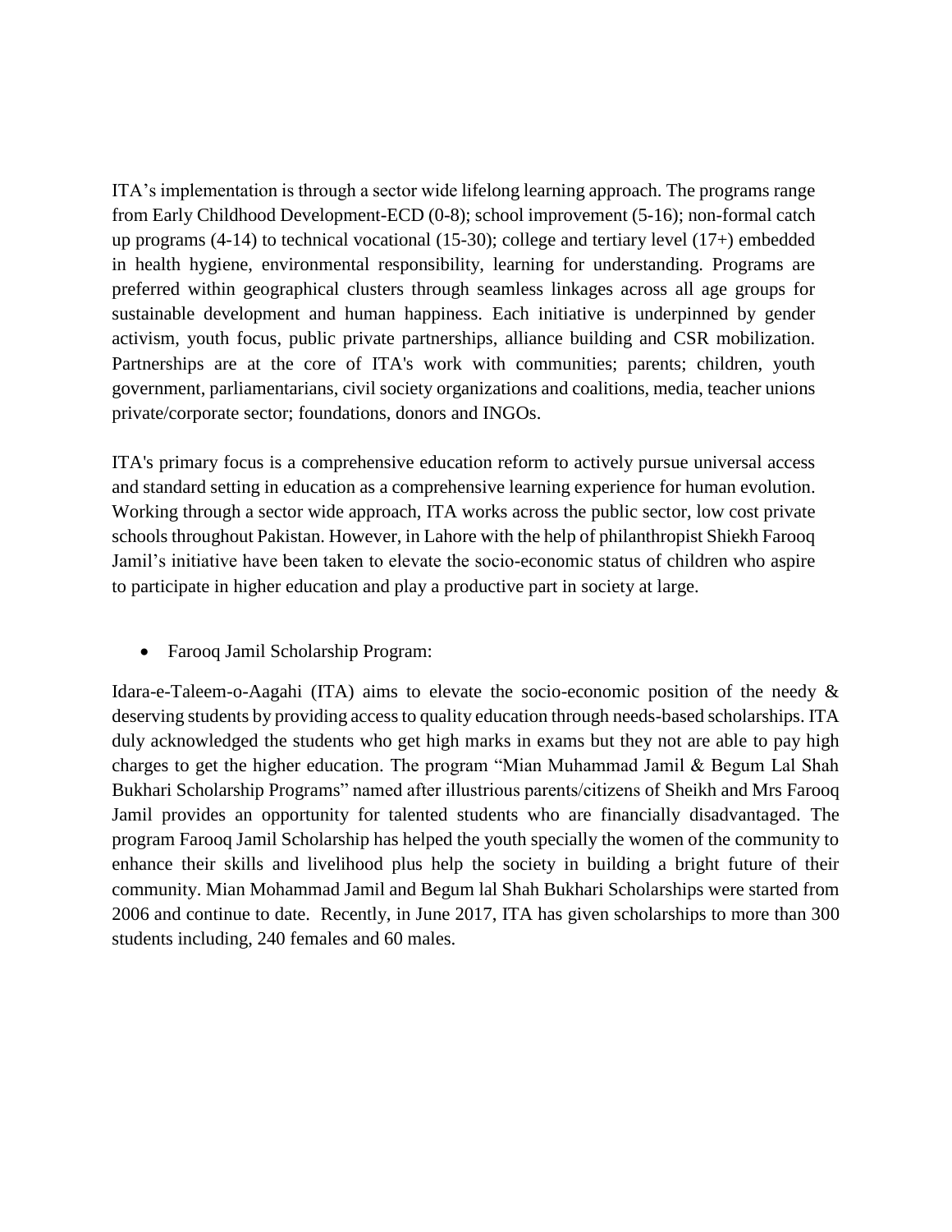ITA's implementation is through a sector wide lifelong learning approach. The programs range from Early Childhood Development-ECD (0-8); school improvement (5-16); non-formal catch up programs (4-14) to technical vocational (15-30); college and tertiary level (17+) embedded in health hygiene, environmental responsibility, learning for understanding. Programs are preferred within geographical clusters through seamless linkages across all age groups for sustainable development and human happiness. Each initiative is underpinned by gender activism, youth focus, public private partnerships, alliance building and CSR mobilization. Partnerships are at the core of ITA's work with communities; parents; children, youth government, parliamentarians, civil society organizations and coalitions, media, teacher unions private/corporate sector; foundations, donors and INGOs.

ITA's primary focus is a comprehensive education reform to actively pursue universal access and standard setting in education as a comprehensive learning experience for human evolution. Working through a sector wide approach, ITA works across the public sector, low cost private schools throughout Pakistan. However, in Lahore with the help of philanthropist Shiekh Farooq Jamil's initiative have been taken to elevate the socio-economic status of children who aspire to participate in higher education and play a productive part in society at large.

- Farooq Jamil Scholarship Program:

Idara-e-Taleem-o-Aagahi (ITA) aims to elevate the socio-economic position of the needy & deserving students by providing access to quality education through needs-based scholarships. ITA duly acknowledged the students who get high marks in exams but they not are able to pay high charges to get the higher education. The program "Mian Muhammad Jamil & Begum Lal Shah Bukhari Scholarship Programs" named after illustrious parents/citizens of Sheikh and Mrs Farooq Jamil provides an opportunity for talented students who are financially disadvantaged. The program Farooq Jamil Scholarship has helped the youth specially the women of the community to enhance their skills and livelihood plus help the society in building a bright future of their community. Mian Mohammad Jamil and Begum lal Shah Bukhari Scholarships were started from 2006 and continue to date. Recently, in June 2017, ITA has given scholarships to more than 300 students including, 240 females and 60 males.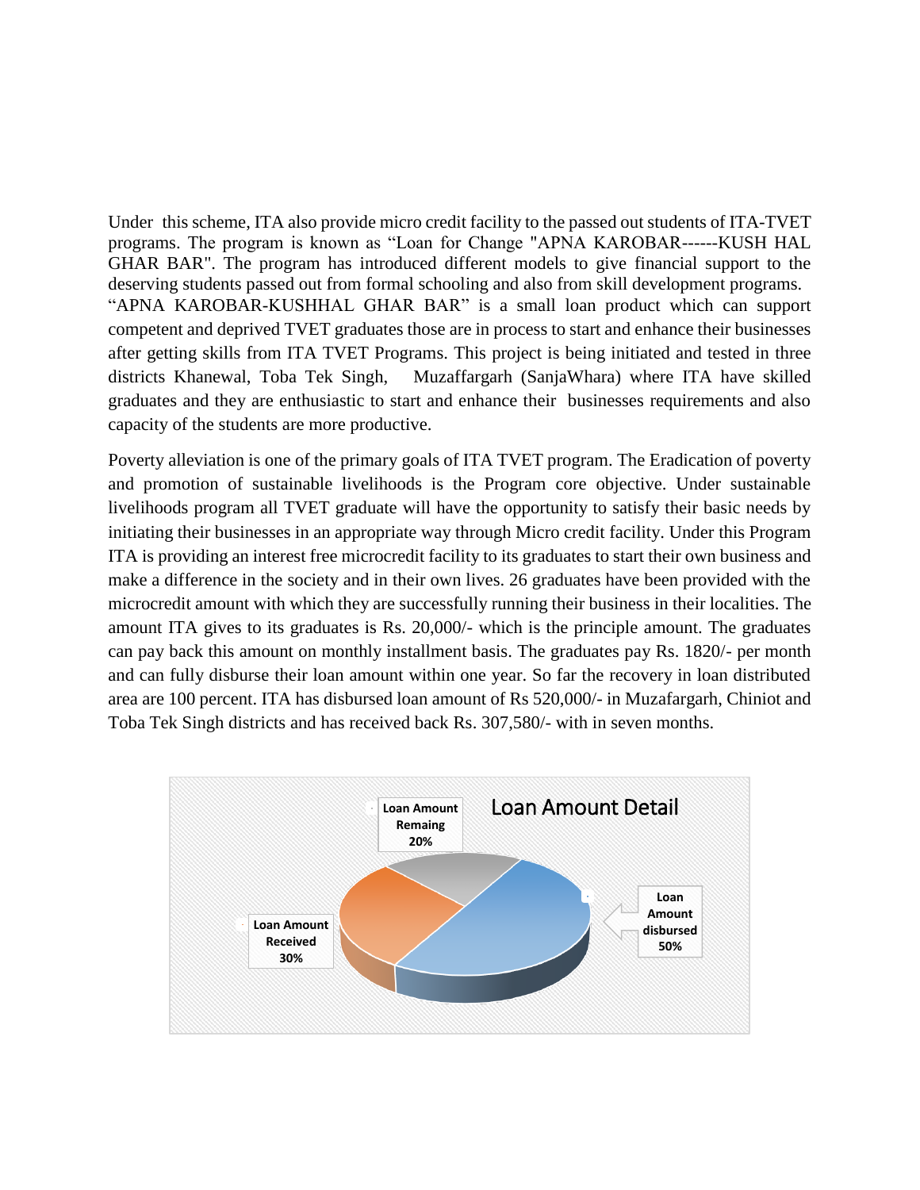Under this scheme, ITA also provide micro credit facility to the passed out students of ITA-TVET programs. The program is known as "Loan for Change "APNA KAROBAR------KUSH HAL GHAR BAR". The program has introduced different models to give financial support to the deserving students passed out from formal schooling and also from skill development programs. "APNA KAROBAR-KUSHHAL GHAR BAR" is a small loan product which can support competent and deprived TVET graduates those are in process to start and enhance their businesses after getting skills from ITA TVET Programs. This project is being initiated and tested in three districts Khanewal, Toba Tek Singh, Muzaffargarh (SanjaWhara) where ITA have skilled graduates and they are enthusiastic to start and enhance their businesses requirements and also capacity of the students are more productive.

Poverty alleviation is one of the primary goals of ITA TVET program. The Eradication of poverty and promotion of sustainable livelihoods is the Program core objective. Under sustainable livelihoods program all TVET graduate will have the opportunity to satisfy their basic needs by initiating their businesses in an appropriate way through Micro credit facility. Under this Program ITA is providing an interest free microcredit facility to its graduates to start their own business and make a difference in the society and in their own lives. 26 graduates have been provided with the microcredit amount with which they are successfully running their business in their localities. The amount ITA gives to its graduates is Rs. 20,000/- which is the principle amount. The graduates can pay back this amount on monthly installment basis. The graduates pay Rs. 1820/- per month and can fully disburse their loan amount within one year. So far the recovery in loan distributed area are 100 percent. ITA has disbursed loan amount of Rs 520,000/- in Muzafargarh, Chiniot and Toba Tek Singh districts and has received back Rs. 307,580/- with in seven months.

**Loan Amount Detail**

| Category | Share |
|---|---|
| Loan Amount disbursed | 50% |
| Loan Amount Received | 30% |
| Loan Amount Remaing | 20% |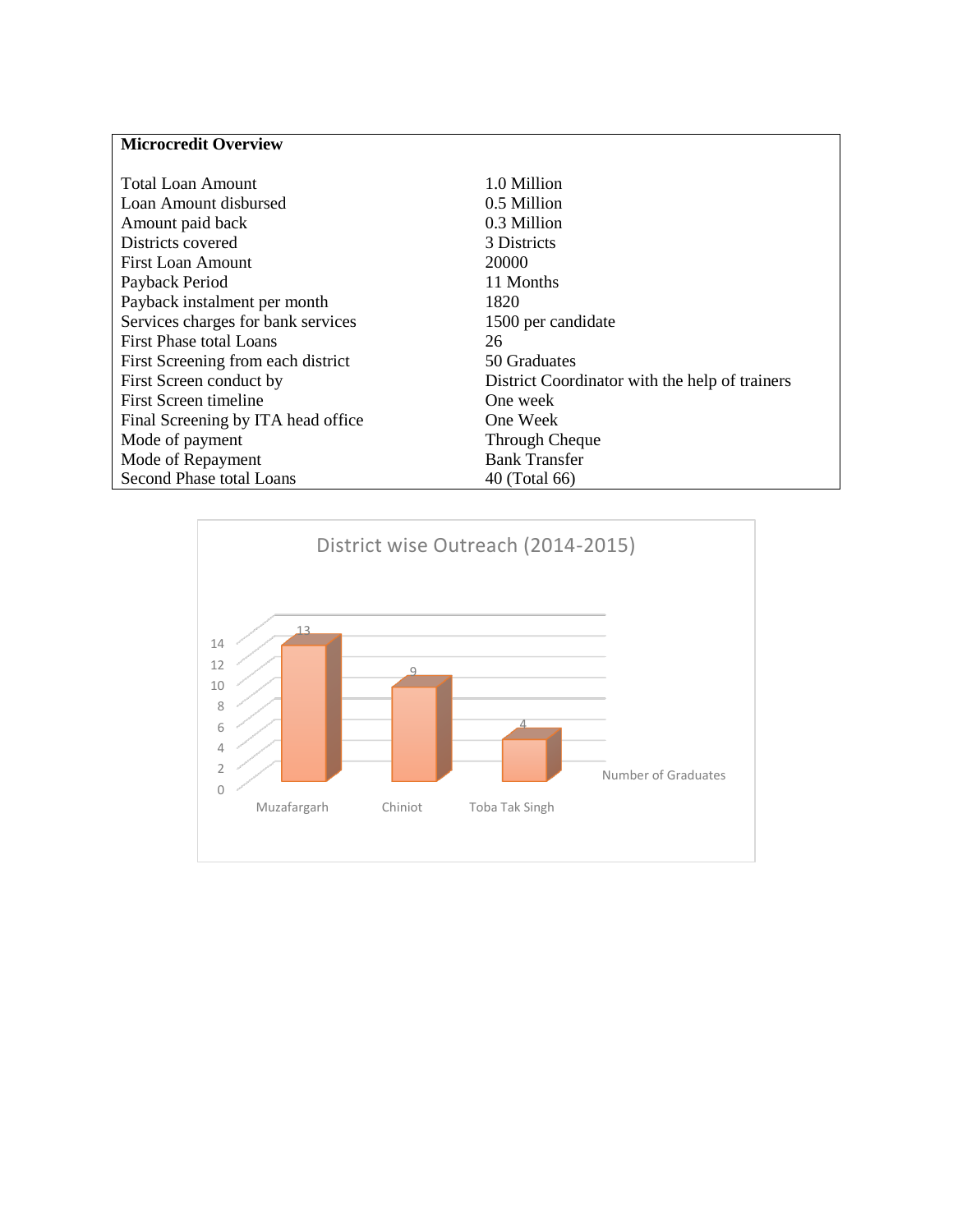**Microcredit Overview**

| | |
|---|---|
| Total Loan Amount | 1.0 Million |
| Loan Amount disbursed | 0.5 Million |
| Amount paid back | 0.3 Million |
| Districts covered | 3 Districts |
| First Loan Amount | 20000 |
| Payback Period | 11 Months |
| Payback instalment per month | 1820 |
| Services charges for bank services | 1500 per candidate |
| First Phase total Loans | 26 |
| First Screening from each district | 50 Graduates |
| First Screen conduct by | District Coordinator with the help of trainers |
| First Screen timeline | One week |
| Final Screening by ITA head office | One Week |
| Mode of payment | Through Cheque |
| Mode of Repayment | Bank Transfer |
| Second Phase total Loans | 40 (Total 66) |

District wise Outreach (2014-2015)

| District | Number of Graduates |
|---|---|
| Muzafargarh | 13 |
| Chiniot | 9 |
| Toba Tak Singh | 4 |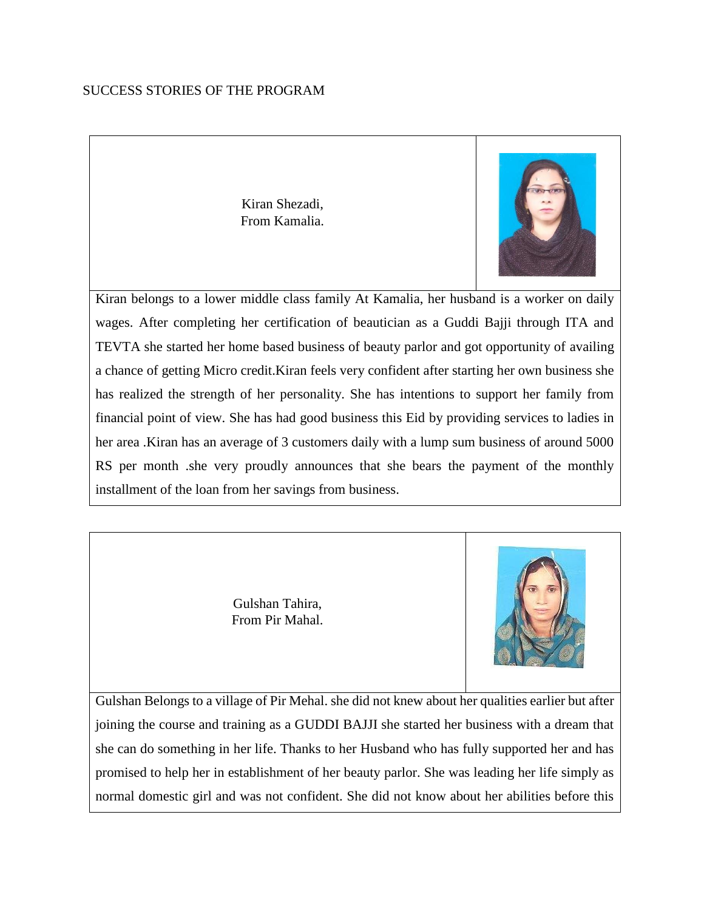SUCCESS STORIES OF THE PROGRAM

| Kiran Shezadi,<br>From Kamalia. | |
|---|---|
| Kiran belongs to a lower middle class family At Kamalia, her husband is a worker on daily wages. After completing her certification of beautician as a Guddi Bajji through ITA and TEVTA she started her home based business of beauty parlor and got opportunity of availing a chance of getting Micro credit.Kiran feels very confident after starting her own business she has realized the strength of her personality. She has intentions to support her family from financial point of view. She has had good business this Eid by providing services to ladies in her area .Kiran has an average of 3 customers daily with a lump sum business of around 5000 RS per month .she very proudly announces that she bears the payment of the monthly installment of the loan from her savings from business. | |

| Gulshan Tahira,<br>From Pir Mahal. | |
|---|---|
| Gulshan Belongs to a village of Pir Mehal. she did not knew about her qualities earlier but after joining the course and training as a GUDDI BAJJI she started her business with a dream that she can do something in her life. Thanks to her Husband who has fully supported her and has promised to help her in establishment of her beauty parlor. She was leading her life simply as normal domestic girl and was not confident. She did not know about her abilities before this | |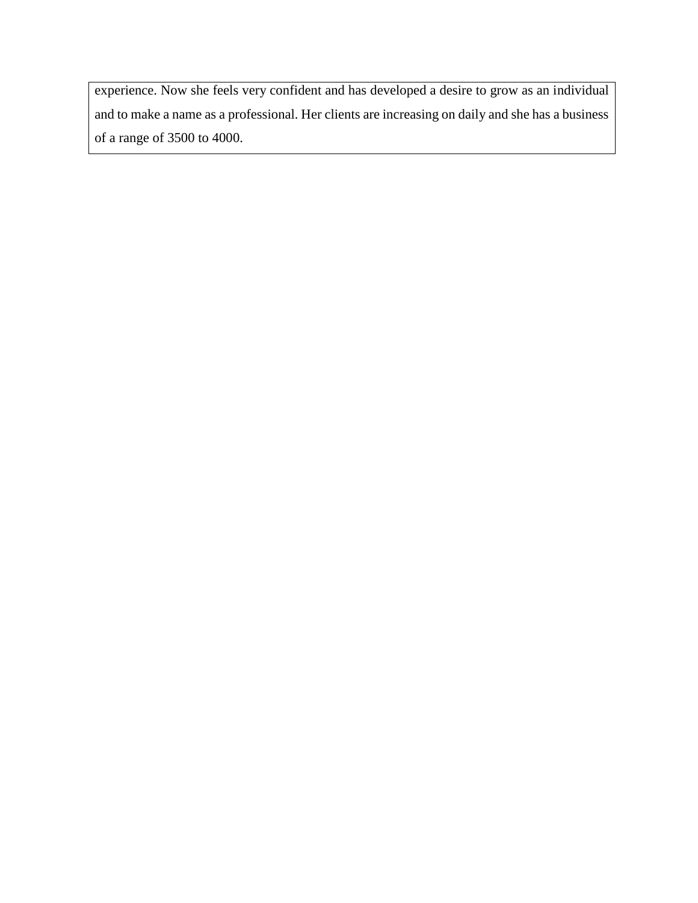experience. Now she feels very confident and has developed a desire to grow as an individual and to make a name as a professional. Her clients are increasing on daily and she has a business of a range of 3500 to 4000.